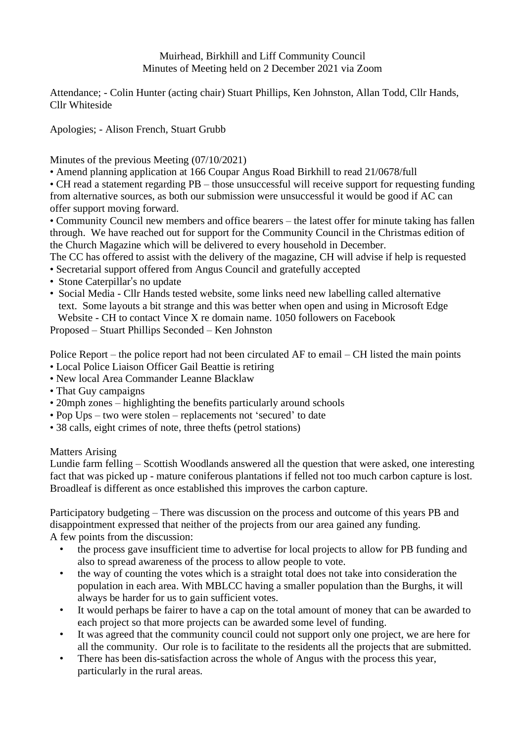Muirhead, Birkhill and Liff Community Council
Minutes of Meeting held on 2 December 2021 via Zoom

Attendance; - Colin Hunter (acting chair) Stuart Phillips, Ken Johnston, Allan Todd, Cllr Hands, Cllr Whiteside

Apologies; - Alison French, Stuart Grubb

Minutes of the previous Meeting (07/10/2021)

- Amend planning application at 166 Coupar Angus Road Birkhill to read 21/0678/full
- CH read a statement regarding PB – those unsuccessful will receive support for requesting funding from alternative sources, as both our submission were unsuccessful it would be good if AC can offer support moving forward.
- Community Council new members and office bearers – the latest offer for minute taking has fallen through. We have reached out for support for the Community Council in the Christmas edition of the Church Magazine which will be delivered to every household in December.

The CC has offered to assist with the delivery of the magazine, CH will advise if help is requested

- Secretarial support offered from Angus Council and gratefully accepted
- Stone Caterpillar's no update
- Social Media - Cllr Hands tested website, some links need new labelling called alternative text. Some layouts a bit strange and this was better when open and using in Microsoft Edge
  Website - CH to contact Vince X re domain name. 1050 followers on Facebook

Proposed – Stuart Phillips Seconded – Ken Johnston

Police Report – the police report had not been circulated AF to email – CH listed the main points

- Local Police Liaison Officer Gail Beattie is retiring
- New local Area Commander Leanne Blacklaw
- That Guy campaigns
- 20mph zones – highlighting the benefits particularly around schools
- Pop Ups – two were stolen – replacements not 'secured' to date
- 38 calls, eight crimes of note, three thefts (petrol stations)

Matters Arising

Lundie farm felling – Scottish Woodlands answered all the question that were asked, one interesting fact that was picked up - mature coniferous plantations if felled not too much carbon capture is lost. Broadleaf is different as once established this improves the carbon capture.

Participatory budgeting – There was discussion on the process and outcome of this years PB and disappointment expressed that neither of the projects from our area gained any funding.
A few points from the discussion:

- the process gave insufficient time to advertise for local projects to allow for PB funding and also to spread awareness of the process to allow people to vote.
- the way of counting the votes which is a straight total does not take into consideration the population in each area. With MBLCC having a smaller population than the Burghs, it will always be harder for us to gain sufficient votes.
- It would perhaps be fairer to have a cap on the total amount of money that can be awarded to each project so that more projects can be awarded some level of funding.
- It was agreed that the community council could not support only one project, we are here for all the community. Our role is to facilitate to the residents all the projects that are submitted.
- There has been dis-satisfaction across the whole of Angus with the process this year, particularly in the rural areas.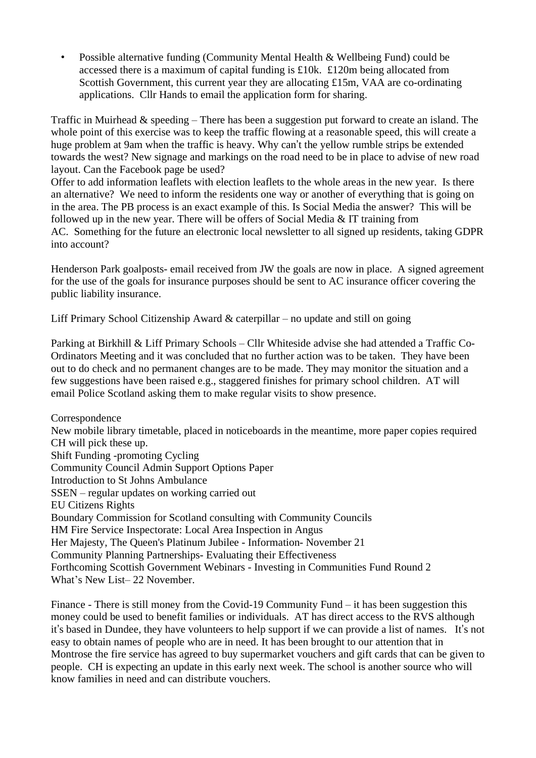- Possible alternative funding (Community Mental Health & Wellbeing Fund) could be accessed there is a maximum of capital funding is £10k. £120m being allocated from Scottish Government, this current year they are allocating £15m, VAA are co-ordinating applications. Cllr Hands to email the application form for sharing.

Traffic in Muirhead & speeding – There has been a suggestion put forward to create an island. The whole point of this exercise was to keep the traffic flowing at a reasonable speed, this will create a huge problem at 9am when the traffic is heavy. Why can't the yellow rumble strips be extended towards the west? New signage and markings on the road need to be in place to advise of new road layout. Can the Facebook page be used?
Offer to add information leaflets with election leaflets to the whole areas in the new year. Is there an alternative? We need to inform the residents one way or another of everything that is going on in the area. The PB process is an exact example of this. Is Social Media the answer? This will be followed up in the new year. There will be offers of Social Media & IT training from AC. Something for the future an electronic local newsletter to all signed up residents, taking GDPR into account?

Henderson Park goalposts- email received from JW the goals are now in place. A signed agreement for the use of the goals for insurance purposes should be sent to AC insurance officer covering the public liability insurance.

Liff Primary School Citizenship Award & caterpillar – no update and still on going

Parking at Birkhill & Liff Primary Schools – Cllr Whiteside advise she had attended a Traffic Co-Ordinators Meeting and it was concluded that no further action was to be taken. They have been out to do check and no permanent changes are to be made. They may monitor the situation and a few suggestions have been raised e.g., staggered finishes for primary school children. AT will email Police Scotland asking them to make regular visits to show presence.

Correspondence
New mobile library timetable, placed in noticeboards in the meantime, more paper copies required CH will pick these up.
Shift Funding -promoting Cycling
Community Council Admin Support Options Paper
Introduction to St Johns Ambulance
SSEN – regular updates on working carried out
EU Citizens Rights
Boundary Commission for Scotland consulting with Community Councils
HM Fire Service Inspectorate: Local Area Inspection in Angus
Her Majesty, The Queen's Platinum Jubilee - Information- November 21
Community Planning Partnerships- Evaluating their Effectiveness
Forthcoming Scottish Government Webinars - Investing in Communities Fund Round 2
What's New List– 22 November.

Finance - There is still money from the Covid-19 Community Fund – it has been suggestion this money could be used to benefit families or individuals. AT has direct access to the RVS although it's based in Dundee, they have volunteers to help support if we can provide a list of names. It's not easy to obtain names of people who are in need. It has been brought to our attention that in Montrose the fire service has agreed to buy supermarket vouchers and gift cards that can be given to people. CH is expecting an update in this early next week. The school is another source who will know families in need and can distribute vouchers.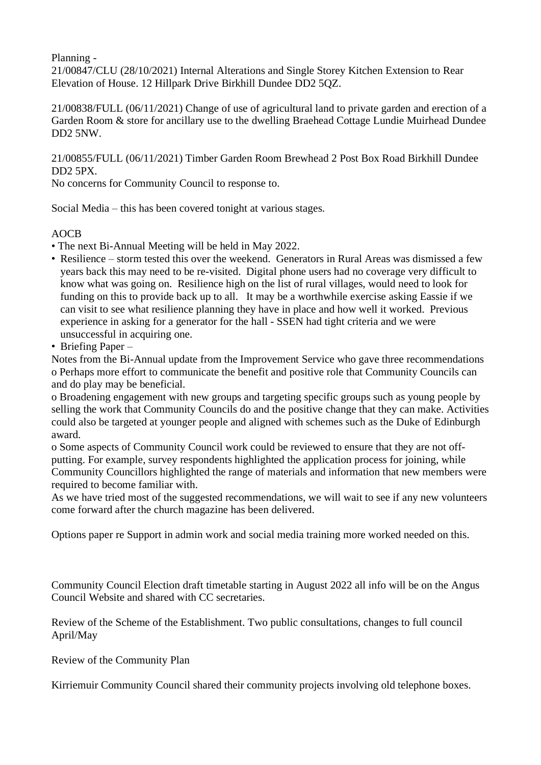Planning -
21/00847/CLU (28/10/2021) Internal Alterations and Single Storey Kitchen Extension to Rear Elevation of House. 12 Hillpark Drive Birkhill Dundee DD2 5QZ.

21/00838/FULL (06/11/2021) Change of use of agricultural land to private garden and erection of a Garden Room & store for ancillary use to the dwelling Braehead Cottage Lundie Muirhead Dundee DD2 5NW.

21/00855/FULL (06/11/2021) Timber Garden Room Brewhead 2 Post Box Road Birkhill Dundee DD2 5PX.
No concerns for Community Council to response to.

Social Media – this has been covered tonight at various stages.

AOCB

- The next Bi-Annual Meeting will be held in May 2022.
- Resilience – storm tested this over the weekend. Generators in Rural Areas was dismissed a few years back this may need to be re-visited. Digital phone users had no coverage very difficult to know what was going on. Resilience high on the list of rural villages, would need to look for funding on this to provide back up to all. It may be a worthwhile exercise asking Eassie if we can visit to see what resilience planning they have in place and how well it worked. Previous experience in asking for a generator for the hall - SSEN had tight criteria and we were unsuccessful in acquiring one.
- Briefing Paper –

Notes from the Bi-Annual update from the Improvement Service who gave three recommendations
o Perhaps more effort to communicate the benefit and positive role that Community Councils can and do play may be beneficial.
o Broadening engagement with new groups and targeting specific groups such as young people by selling the work that Community Councils do and the positive change that they can make. Activities could also be targeted at younger people and aligned with schemes such as the Duke of Edinburgh award.
o Some aspects of Community Council work could be reviewed to ensure that they are not off-putting. For example, survey respondents highlighted the application process for joining, while Community Councillors highlighted the range of materials and information that new members were required to become familiar with.
As we have tried most of the suggested recommendations, we will wait to see if any new volunteers come forward after the church magazine has been delivered.

Options paper re Support in admin work and social media training more worked needed on this.

Community Council Election draft timetable starting in August 2022 all info will be on the Angus Council Website and shared with CC secretaries.

Review of the Scheme of the Establishment. Two public consultations, changes to full council April/May

Review of the Community Plan

Kirriemuir Community Council shared their community projects involving old telephone boxes.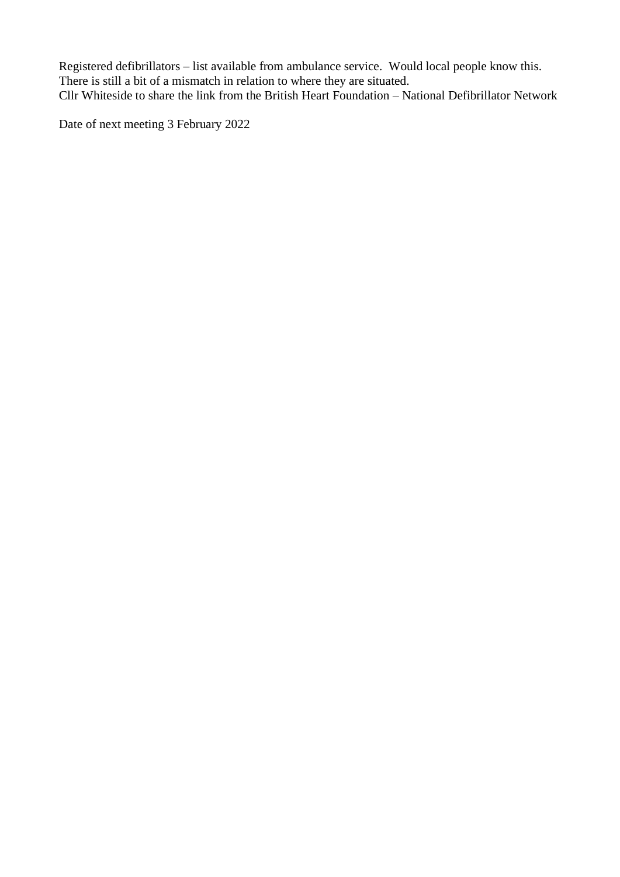Registered defibrillators – list available from ambulance service. Would local people know this. There is still a bit of a mismatch in relation to where they are situated.
Cllr Whiteside to share the link from the British Heart Foundation – National Defibrillator Network

Date of next meeting 3 February 2022